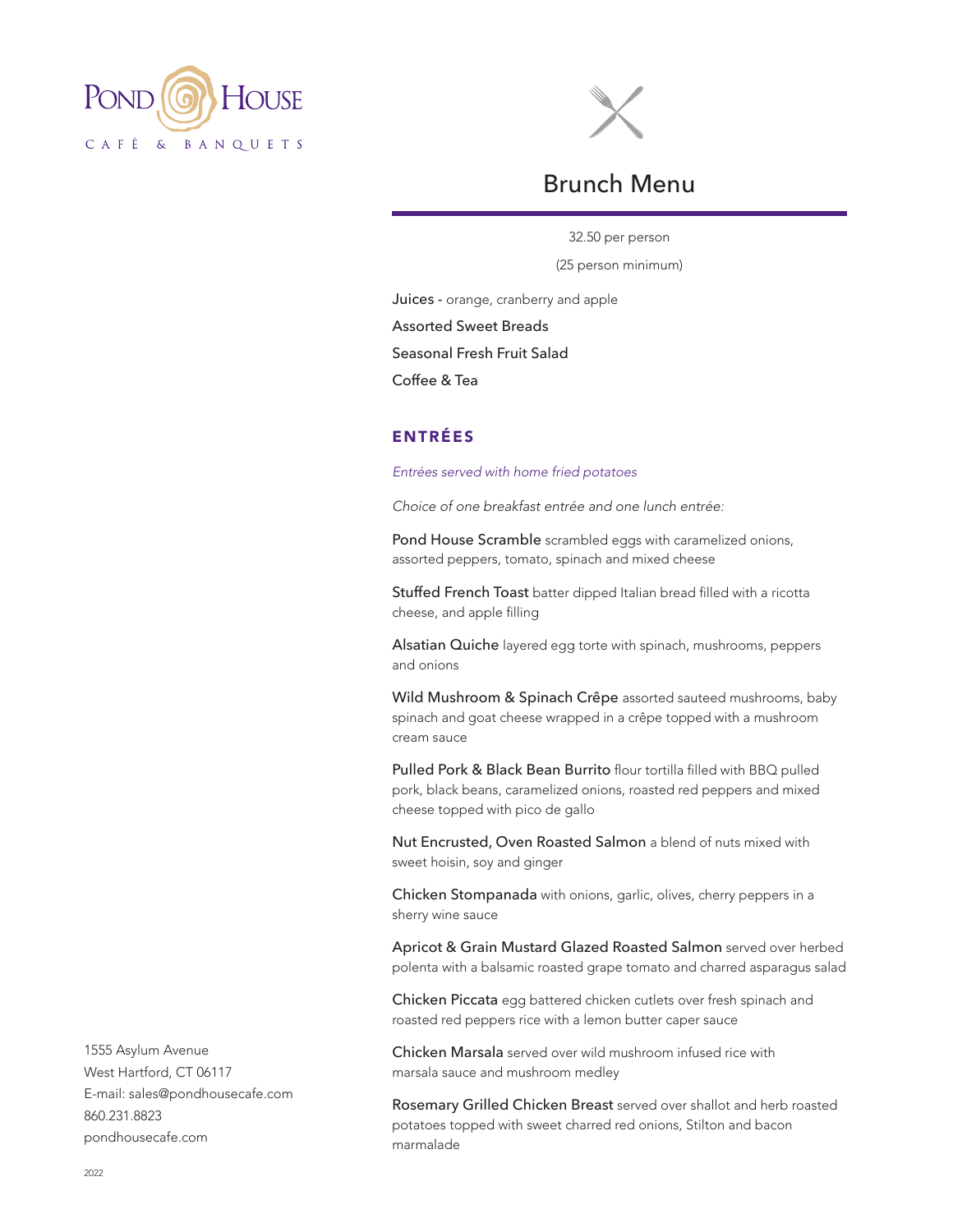# Pond House

CAFÉ & BANQUETS

## Brunch Menu

32.50 per person

(25 person minimum)

**Juices** - orange, cranberry and apple

**Assorted Sweet Breads**

**Seasonal Fresh Fruit Salad**

**Coffee & Tea**

### ENTRÉES

*Entrées served with home fried potatoes*

*Choice of one breakfast entrée and one lunch entrée:*

**Pond House Scramble** scrambled eggs with caramelized onions, assorted peppers, tomato, spinach and mixed cheese

**Stuffed French Toast** batter dipped Italian bread filled with a ricotta cheese, and apple filling

**Alsatian Quiche** layered egg torte with spinach, mushrooms, peppers and onions

**Wild Mushroom & Spinach Crêpe** assorted sauteed mushrooms, baby spinach and goat cheese wrapped in a crêpe topped with a mushroom cream sauce

**Pulled Pork & Black Bean Burrito** flour tortilla filled with BBQ pulled pork, black beans, caramelized onions, roasted red peppers and mixed cheese topped with pico de gallo

**Nut Encrusted, Oven Roasted Salmon** a blend of nuts mixed with sweet hoisin, soy and ginger

**Chicken Stompanada** with onions, garlic, olives, cherry peppers in a sherry wine sauce

**Apricot & Grain Mustard Glazed Roasted Salmon** served over herbed polenta with a balsamic roasted grape tomato and charred asparagus salad

**Chicken Piccata** egg battered chicken cutlets over fresh spinach and roasted red peppers rice with a lemon butter caper sauce

**Chicken Marsala** served over wild mushroom infused rice with marsala sauce and mushroom medley

**Rosemary Grilled Chicken Breast** served over shallot and herb roasted potatoes topped with sweet charred red onions, Stilton and bacon marmalade

1555 Asylum Avenue
West Hartford, CT 06117
E-mail: sales@pondhousecafe.com
860.231.8823
pondhousecafe.com

2022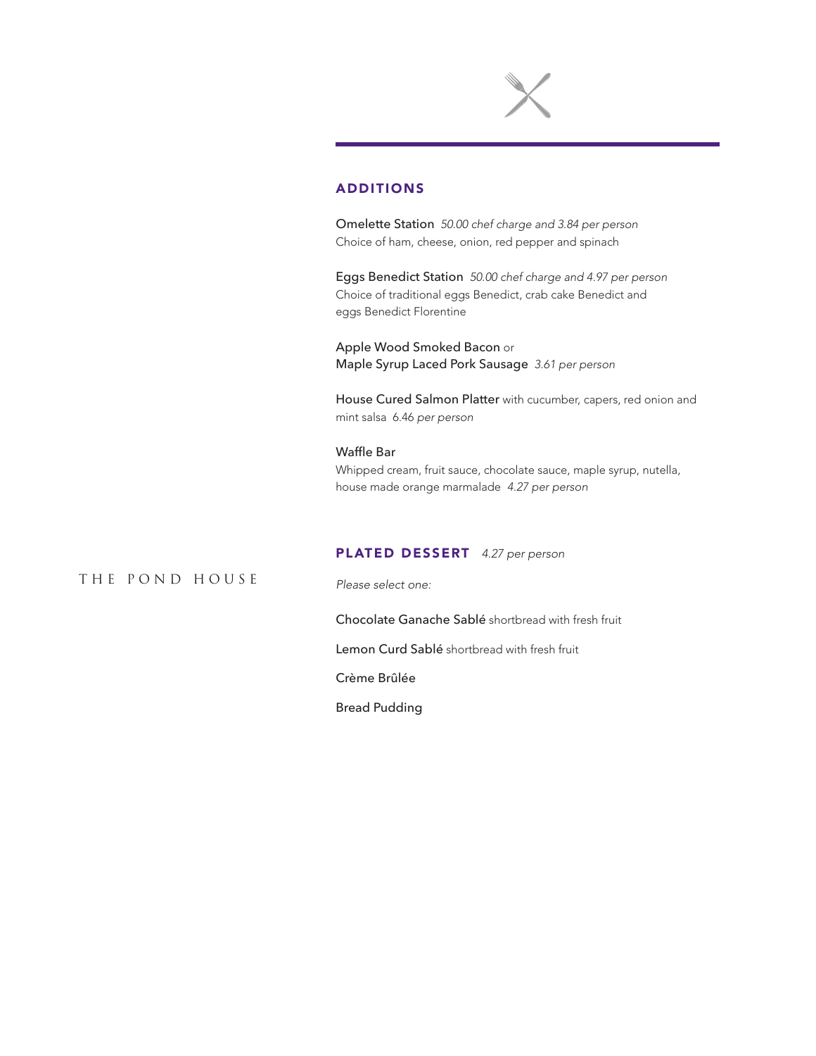## ADDITIONS

**Omelette Station** *50.00 chef charge and 3.84 per person*
Choice of ham, cheese, onion, red pepper and spinach

**Eggs Benedict Station** *50.00 chef charge and 4.97 per person*
Choice of traditional eggs Benedict, crab cake Benedict and eggs Benedict Florentine

**Apple Wood Smoked Bacon** or
**Maple Syrup Laced Pork Sausage** *3.61 per person*

**House Cured Salmon Platter** with cucumber, capers, red onion and mint salsa *6.46 per person*

**Waffle Bar**
Whipped cream, fruit sauce, chocolate sauce, maple syrup, nutella, house made orange marmalade *4.27 per person*

THE POND HOUSE

## PLATED DESSERT *4.27 per person*

*Please select one:*

**Chocolate Ganache Sablé** shortbread with fresh fruit

**Lemon Curd Sablé** shortbread with fresh fruit

**Crème Brûlée**

**Bread Pudding**